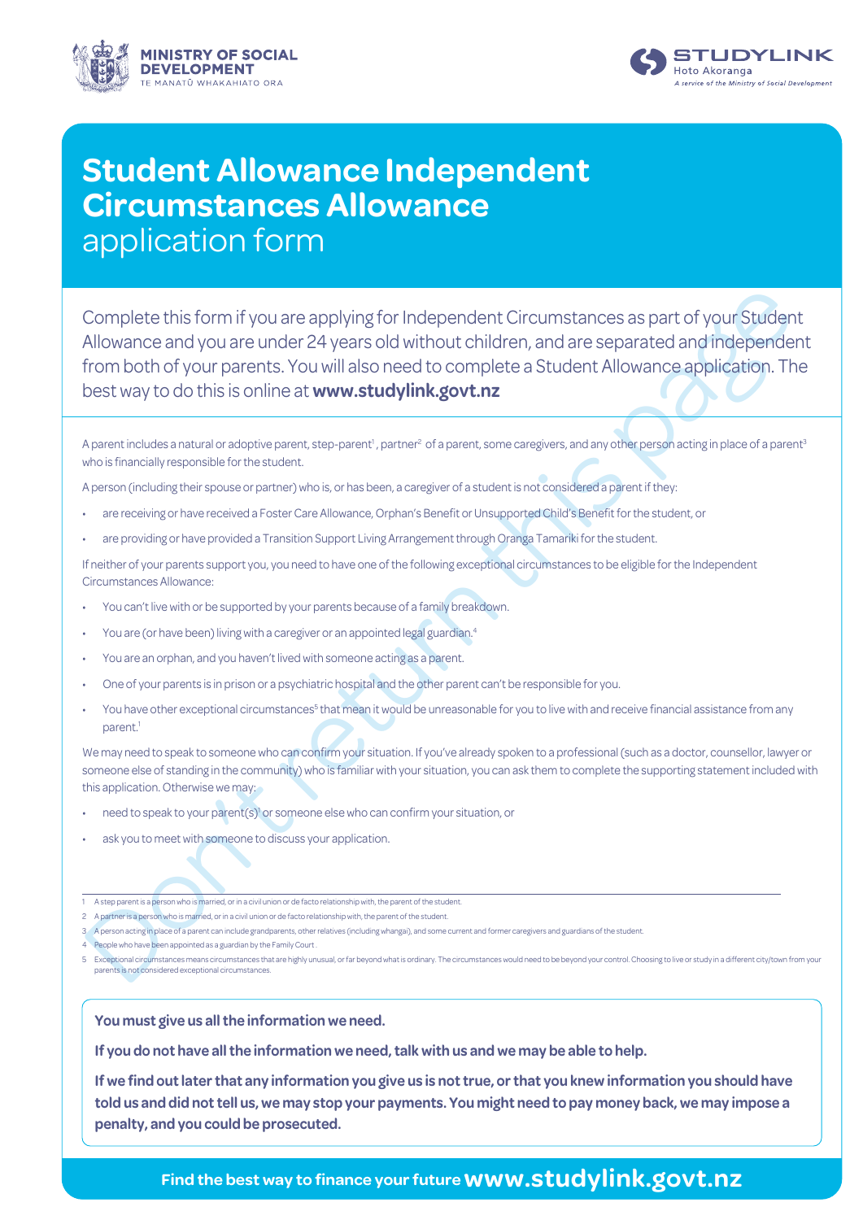MINISTRY OF SOCIAL DEVELOPMENT
TE MANATŪ WHAKAHIATO ORA

STUDYLINK
Hoto Akoranga
*A service of the Ministry of Social Development*

# Student Allowance Independent Circumstances Allowance application form

Don't return this page

Complete this form if you are applying for Independent Circumstances as part of your Student Allowance and you are under 24 years old without children, and are separated and independent from both of your parents. You will also need to complete a Student Allowance application. The best way to do this is online at **www.studylink.govt.nz**

A parent includes a natural or adoptive parent, step-parent[1], partner[2] of a parent, some caregivers, and any other person acting in place of a parent[3] who is financially responsible for the student.

A person (including their spouse or partner) who is, or has been, a caregiver of a student is not considered a parent if they:

- are receiving or have received a Foster Care Allowance, Orphan's Benefit or Unsupported Child's Benefit for the student, or
- are providing or have provided a Transition Support Living Arrangement through Oranga Tamariki for the student.

If neither of your parents support you, you need to have one of the following exceptional circumstances to be eligible for the Independent Circumstances Allowance:

- You can't live with or be supported by your parents because of a family breakdown.
- You are (or have been) living with a caregiver or an appointed legal guardian.[4]
- You are an orphan, and you haven't lived with someone acting as a parent.
- One of your parents is in prison or a psychiatric hospital and the other parent can't be responsible for you.
- You have other exceptional circumstances[5] that mean it would be unreasonable for you to live with and receive financial assistance from any parent.[1]

We may need to speak to someone who can confirm your situation. If you've already spoken to a professional (such as a doctor, counsellor, lawyer or someone else of standing in the community) who is familiar with your situation, you can ask them to complete the supporting statement included with this application. Otherwise we may:

- need to speak to your parent(s)[1] or someone else who can confirm your situation, or
- ask you to meet with someone to discuss your application.

1 A step parent is a person who is married, or in a civil union or de facto relationship with, the parent of the student.
2 A partner is a person who is married, or in a civil union or de facto relationship with, the parent of the student.
3 A person acting in place of a parent can include grandparents, other relatives (including whangai), and some current and former caregivers and guardians of the student.
4 People who have been appointed as a guardian by the Family Court .
5 Exceptional circumstances means circumstances that are highly unusual, or far beyond what is ordinary. The circumstances would need to be beyond your control. Choosing to live or study in a different city/town from your parents is not considered exceptional circumstances.

**You must give us all the information we need.**

**If you do not have all the information we need, talk with us and we may be able to help.**

**If we find out later that any information you give us is not true, or that you knew information you should have told us and did not tell us, we may stop your payments. You might need to pay money back, we may impose a penalty, and you could be prosecuted.**

**Find the best way to finance your future www.studylink.govt.nz**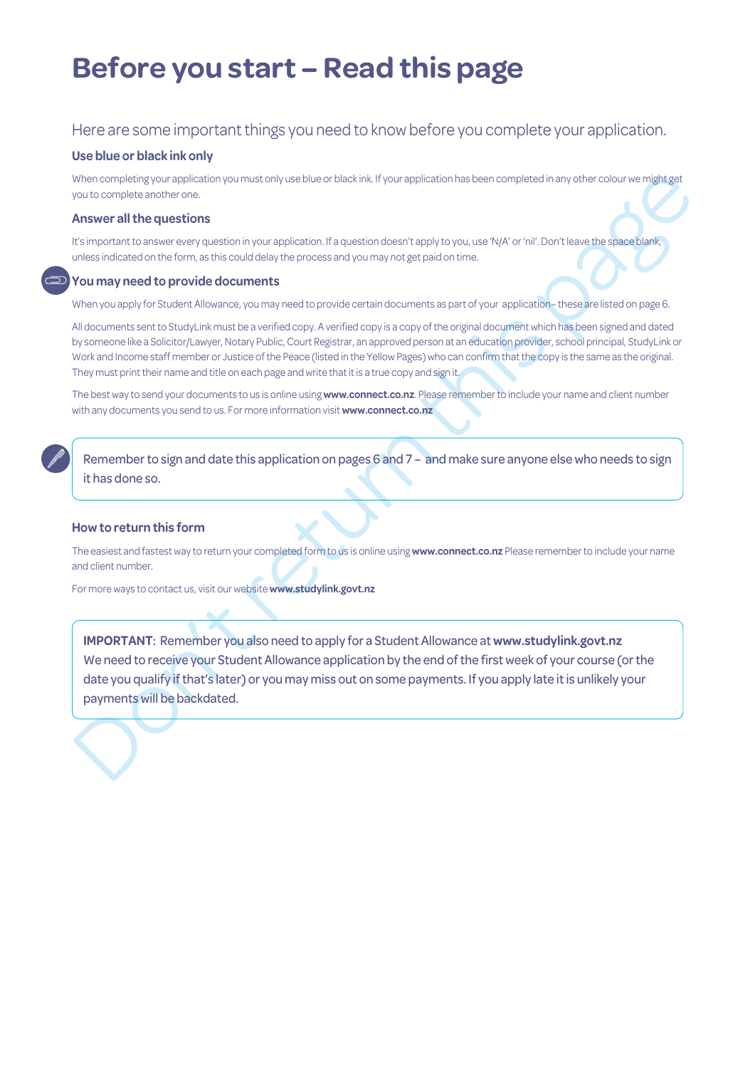# Before you start – Read this page

Here are some important things you need to know before you complete your application.

### Use blue or black ink only

When completing your application you must only use blue or black ink. If your application has been completed in any other colour we might get you to complete another one.

### Answer all the questions

It's important to answer every question in your application. If a question doesn't apply to you, use 'N/A' or 'nil'. Don't leave the space blank, unless indicated on the form, as this could delay the process and you may not get paid on time.

### You may need to provide documents

When you apply for Student Allowance, you may need to provide certain documents as part of your application– these are listed on page 6.

All documents sent to StudyLink must be a verified copy. A verified copy is a copy of the original document which has been signed and dated by someone like a Solicitor/Lawyer, Notary Public, Court Registrar, an approved person at an education provider, school principal, StudyLink or Work and Income staff member or Justice of the Peace (listed in the Yellow Pages) who can confirm that the copy is the same as the original. They must print their name and title on each page and write that it is a true copy and sign it.

The best way to send your documents to us is online using **www.connect.co.nz**. Please remember to include your name and client number with any documents you send to us. For more information visit **www.connect.co.nz**

Remember to sign and date this application on pages 6 and 7 – and make sure anyone else who needs to sign it has done so.

### How to return this form

The easiest and fastest way to return your completed form to us is online using **www.connect.co.nz** Please remember to include your name and client number.

For more ways to contact us, visit our website **www.studylink.govt.nz**

**IMPORTANT**: Remember you also need to apply for a Student Allowance at **www.studylink.govt.nz**
We need to receive your Student Allowance application by the end of the first week of your course (or the date you qualify if that's later) or you may miss out on some payments. If you apply late it is unlikely your payments will be backdated.

Don't return this page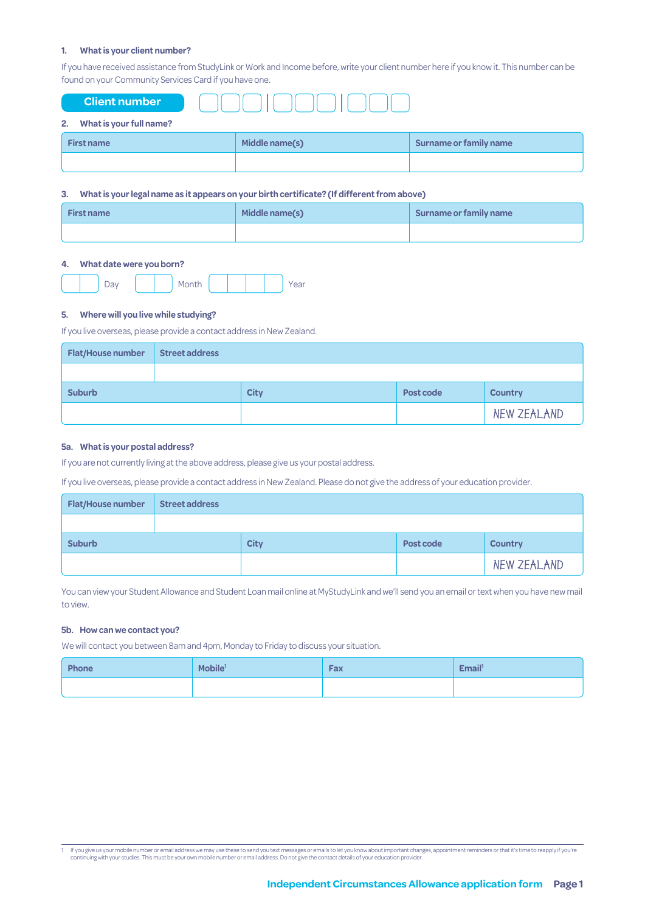**1. What is your client number?**

If you have received assistance from StudyLink or Work and Income before, write your client number here if you know it. This number can be found on your Community Services Card if you have one.

**Client number** | | | | | | | | | |

**2. What is your full name?**

| First name | Middle name(s) | Surname or family name |
|---|---|---|
| | | |

**3. What is your legal name as it appears on your birth certificate? (If different from above)**

| First name | Middle name(s) | Surname or family name |
|---|---|---|
| | | |

**4. What date were you born?**

| | | Day | | | Month | | | | | Year

**5. Where will you live while studying?**

If you live overseas, please provide a contact address in New Zealand.

| Flat/House number | Street address | | |
|---|---|---|---|
| | | | |
| **Suburb** | **City** | **Post code** | **Country** |
| | | | NEW ZEALAND |

**5a. What is your postal address?**

If you are not currently living at the above address, please give us your postal address.

If you live overseas, please provide a contact address in New Zealand. Please do not give the address of your education provider.

| Flat/House number | Street address | | |
|---|---|---|---|
| | | | |
| **Suburb** | **City** | **Post code** | **Country** |
| | | | NEW ZEALAND |

You can view your Student Allowance and Student Loan mail online at MyStudyLink and we'll send you an email or text when you have new mail to view.

**5b. How can we contact you?**

We will contact you between 8am and 4pm, Monday to Friday to discuss your situation.

| Phone | Mobile[1] | Fax | Email[1] |
|---|---|---|---|
| | | | |

1 If you give us your mobile number or email address we may use these to send you text messages or emails to let you know about important changes, appointment reminders or that it's time to reapply if you're continuing with your studies. This must be your own mobile number or email address. Do not give the contact details of your education provider.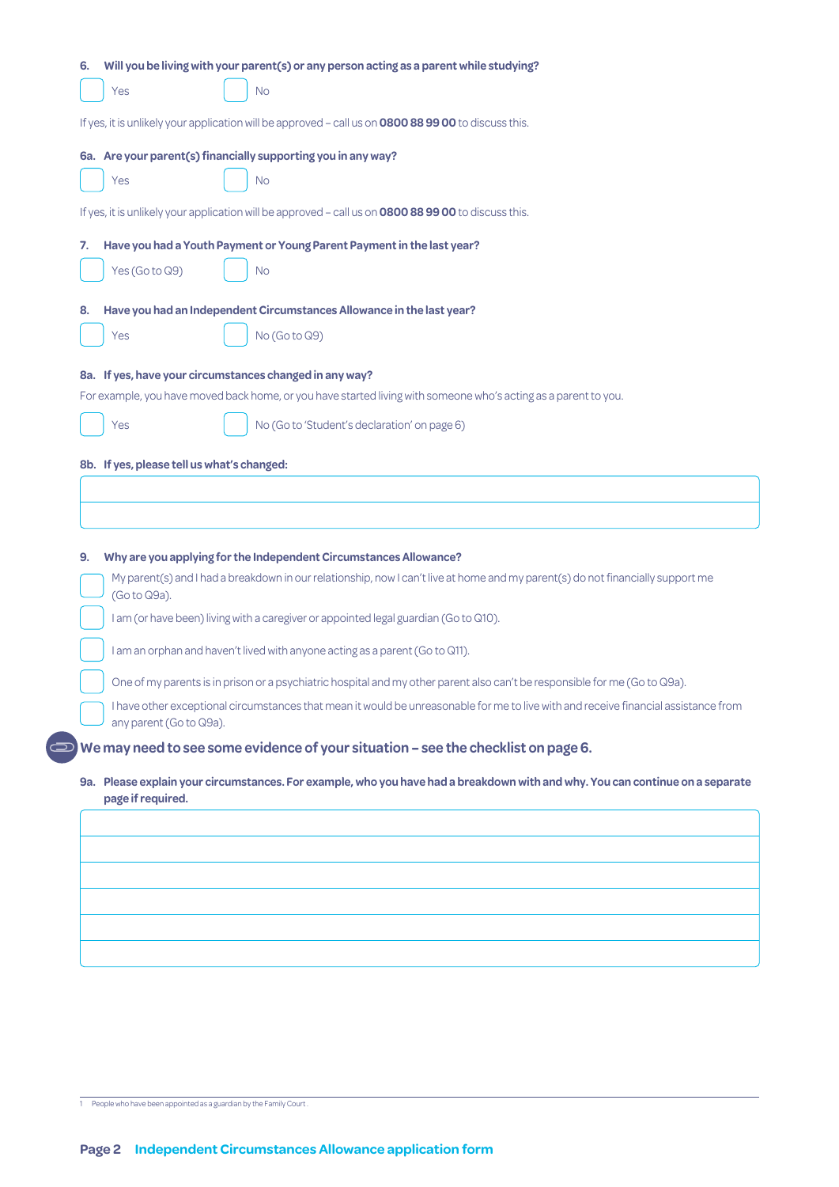**6. Will you be living with your parent(s) or any person acting as a parent while studying?**

☐ Yes ☐ No

If yes, it is unlikely your application will be approved – call us on **0800 88 99 00** to discuss this.

**6a. Are your parent(s) financially supporting you in any way?**

☐ Yes ☐ No

If yes, it is unlikely your application will be approved – call us on **0800 88 99 00** to discuss this.

**7. Have you had a Youth Payment or Young Parent Payment in the last year?**

☐ Yes (Go to Q9) ☐ No

**8. Have you had an Independent Circumstances Allowance in the last year?**

☐ Yes ☐ No (Go to Q9)

**8a. If yes, have your circumstances changed in any way?**

For example, you have moved back home, or you have started living with someone who's acting as a parent to you.

☐ Yes ☐ No (Go to 'Student's declaration' on page 6)

**8b. If yes, please tell us what's changed:**

| |
|---|
| |
| |

**9. Why are you applying for the Independent Circumstances Allowance?**

☐ My parent(s) and I had a breakdown in our relationship, now I can't live at home and my parent(s) do not financially support me (Go to Q9a).

☐ I am (or have been) living with a caregiver or appointed legal guardian (Go to Q10).

☐ I am an orphan and haven't lived with anyone acting as a parent (Go to Q11).

☐ One of my parents is in prison or a psychiatric hospital and my other parent also can't be responsible for me (Go to Q9a).

☐ I have other exceptional circumstances that mean it would be unreasonable for me to live with and receive financial assistance from any parent (Go to Q9a).

**We may need to see some evidence of your situation – see the checklist on page 6.**

**9a. Please explain your circumstances. For example, who you have had a breakdown with and why. You can continue on a separate page if required.**

| |
|---|
| |
| |
| |
| |
| |
| |

1 People who have been appointed as a guardian by the Family Court.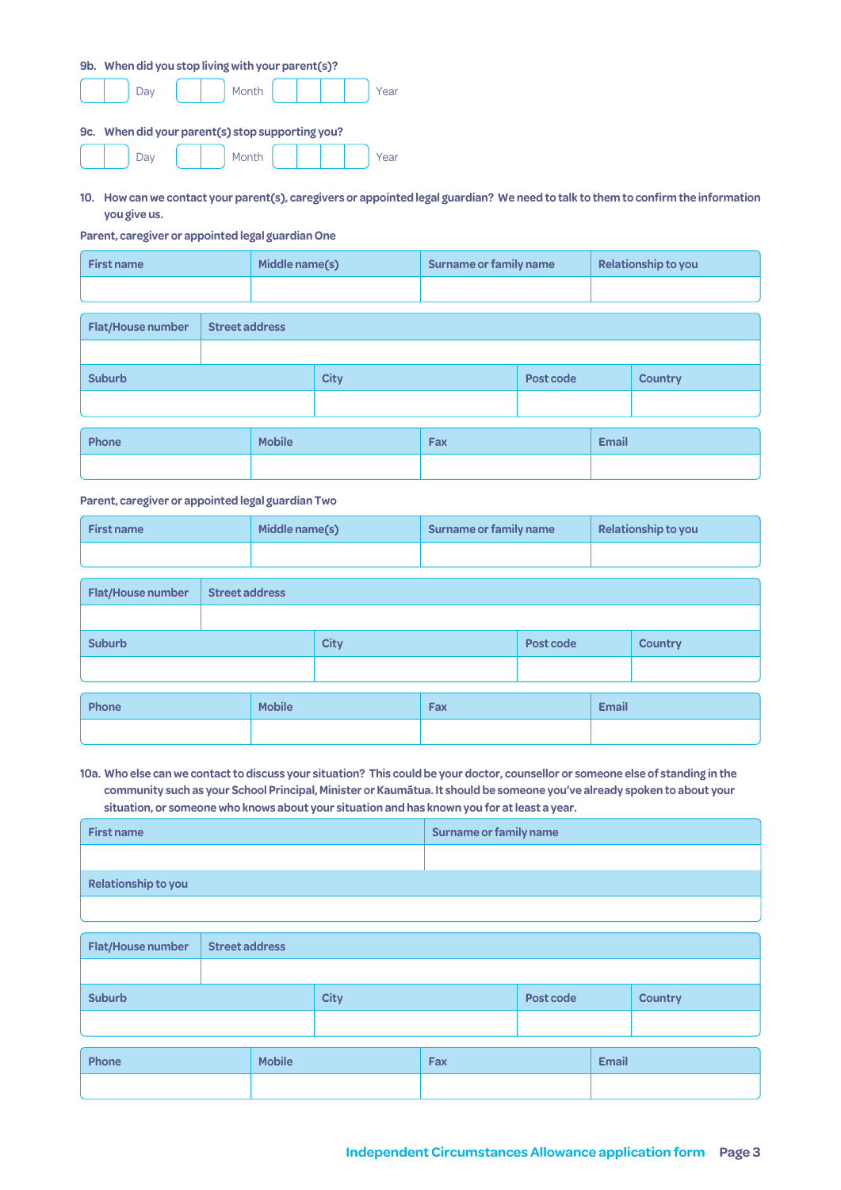**9b. When did you stop living with your parent(s)?**

| | Day | | Month | | Year |
|---|---|---|---|---|---|

**9c. When did your parent(s) stop supporting you?**

| | Day | | Month | | Year |
|---|---|---|---|---|---|

**10. How can we contact your parent(s), caregivers or appointed legal guardian? We need to talk to them to confirm the information you give us.**

**Parent, caregiver or appointed legal guardian One**

| First name | Middle name(s) | Surname or family name | Relationship to you |
|---|---|---|---|
| | | | |

| Flat/House number | Street address |
|---|---|
| | |

| Suburb | City | Post code | Country |
|---|---|---|---|
| | | | |

| Phone | Mobile | Fax | Email |
|---|---|---|---|
| | | | |

**Parent, caregiver or appointed legal guardian Two**

| First name | Middle name(s) | Surname or family name | Relationship to you |
|---|---|---|---|
| | | | |

| Flat/House number | Street address |
|---|---|
| | |

| Suburb | City | Post code | Country |
|---|---|---|---|
| | | | |

| Phone | Mobile | Fax | Email |
|---|---|---|---|
| | | | |

**10a. Who else can we contact to discuss your situation? This could be your doctor, counsellor or someone else of standing in the community such as your School Principal, Minister or Kaumātua. It should be someone you've already spoken to about your situation, or someone who knows about your situation and has known you for at least a year.**

| First name | Surname or family name |
|---|---|
| | |

| Relationship to you |
|---|
| |

| Flat/House number | Street address |
|---|---|
| | |

| Suburb | City | Post code | Country |
|---|---|---|---|
| | | | |

| Phone | Mobile | Fax | Email |
|---|---|---|---|
| | | | |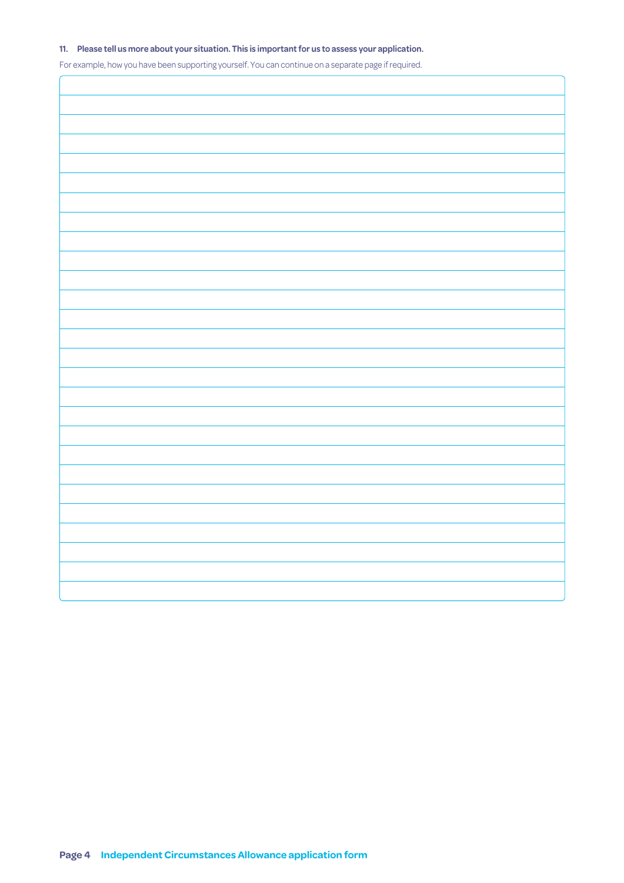**11. Please tell us more about your situation. This is important for us to assess your application.**

For example, how you have been supporting yourself. You can continue on a separate page if required.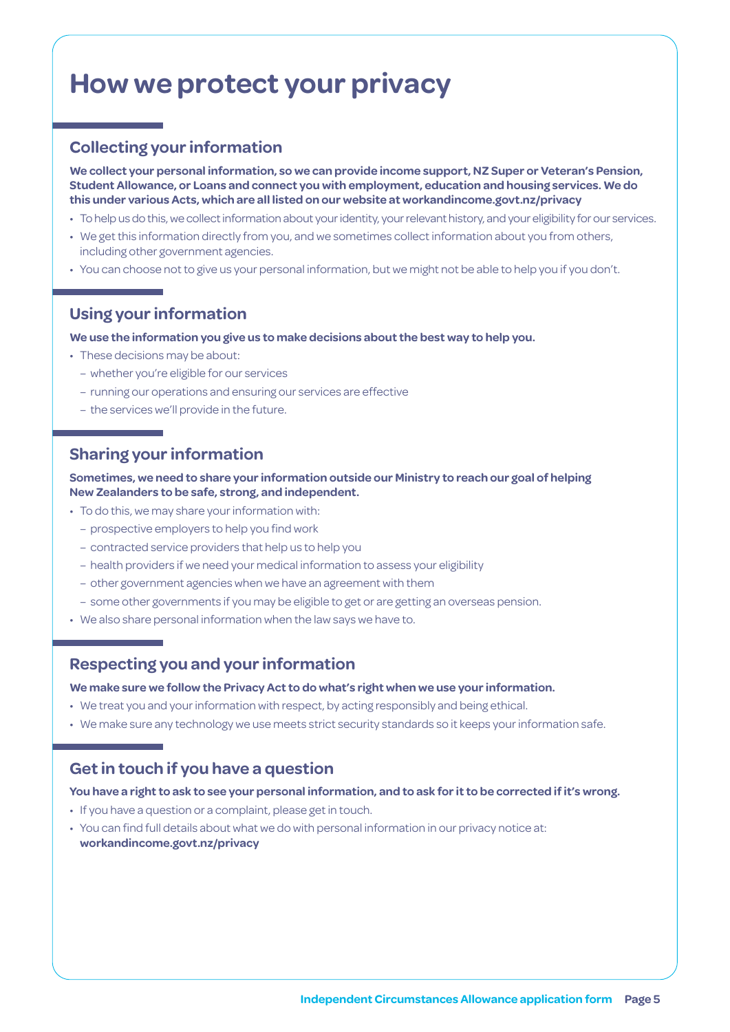# How we protect your privacy

## Collecting your information

**We collect your personal information, so we can provide income support, NZ Super or Veteran's Pension, Student Allowance, or Loans and connect you with employment, education and housing services. We do this under various Acts, which are all listed on our website at workandincome.govt.nz/privacy**

- To help us do this, we collect information about your identity, your relevant history, and your eligibility for our services.
- We get this information directly from you, and we sometimes collect information about you from others, including other government agencies.
- You can choose not to give us your personal information, but we might not be able to help you if you don't.

## Using your information

**We use the information you give us to make decisions about the best way to help you.**

- These decisions may be about:
  - whether you're eligible for our services
  - running our operations and ensuring our services are effective
  - the services we'll provide in the future.

## Sharing your information

**Sometimes, we need to share your information outside our Ministry to reach our goal of helping New Zealanders to be safe, strong, and independent.**

- To do this, we may share your information with:
  - prospective employers to help you find work
  - contracted service providers that help us to help you
  - health providers if we need your medical information to assess your eligibility
  - other government agencies when we have an agreement with them
  - some other governments if you may be eligible to get or are getting an overseas pension.
- We also share personal information when the law says we have to.

## Respecting you and your information

**We make sure we follow the Privacy Act to do what's right when we use your information.**

- We treat you and your information with respect, by acting responsibly and being ethical.
- We make sure any technology we use meets strict security standards so it keeps your information safe.

## Get in touch if you have a question

**You have a right to ask to see your personal information, and to ask for it to be corrected if it's wrong.**

- If you have a question or a complaint, please get in touch.
- You can find full details about what we do with personal information in our privacy notice at: **workandincome.govt.nz/privacy**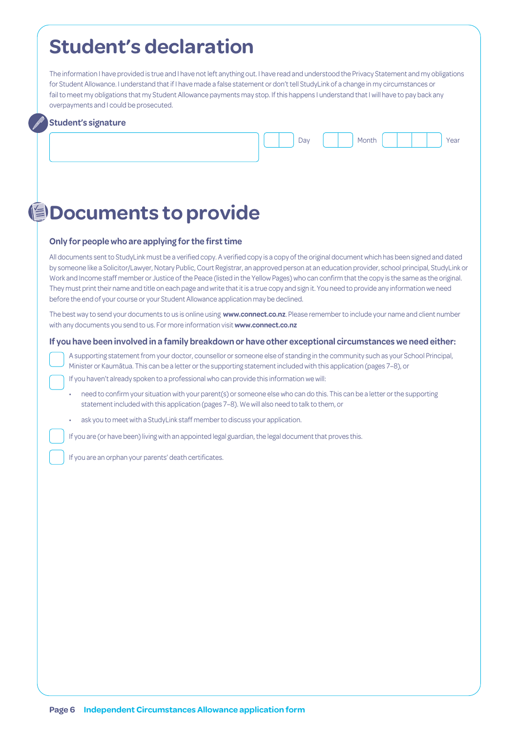# Student's declaration

The information I have provided is true and I have not left anything out. I have read and understood the Privacy Statement and my obligations for Student Allowance. I understand that if I have made a false statement or don't tell StudyLink of a change in my circumstances or fail to meet my obligations that my Student Allowance payments may stop. If this happens I understand that I will have to pay back any overpayments and I could be prosecuted.

### Student's signature

Day Month Year

# Documents to provide

### Only for people who are applying for the first time

All documents sent to StudyLink must be a verified copy. A verified copy is a copy of the original document which has been signed and dated by someone like a Solicitor/Lawyer, Notary Public, Court Registrar, an approved person at an education provider, school principal, StudyLink or Work and Income staff member or Justice of the Peace (listed in the Yellow Pages) who can confirm that the copy is the same as the original. They must print their name and title on each page and write that it is a true copy and sign it. You need to provide any information we need before the end of your course or your Student Allowance application may be declined.

The best way to send your documents to us is online using **www.connect.co.nz**. Please remember to include your name and client number with any documents you send to us. For more information visit **www.connect.co.nz**

### If you have been involved in a family breakdown or have other exceptional circumstances we need either:

- [ ] A supporting statement from your doctor, counsellor or someone else of standing in the community such as your School Principal, Minister or Kaumātua. This can be a letter or the supporting statement included with this application (pages 7–8), or
- [ ] If you haven't already spoken to a professional who can provide this information we will:
  - need to confirm your situation with your parent(s) or someone else who can do this. This can be a letter or the supporting statement included with this application (pages 7–8). We will also need to talk to them, or
  - ask you to meet with a StudyLink staff member to discuss your application.
- [ ] If you are (or have been) living with an appointed legal guardian, the legal document that proves this.
- [ ] If you are an orphan your parents' death certificates.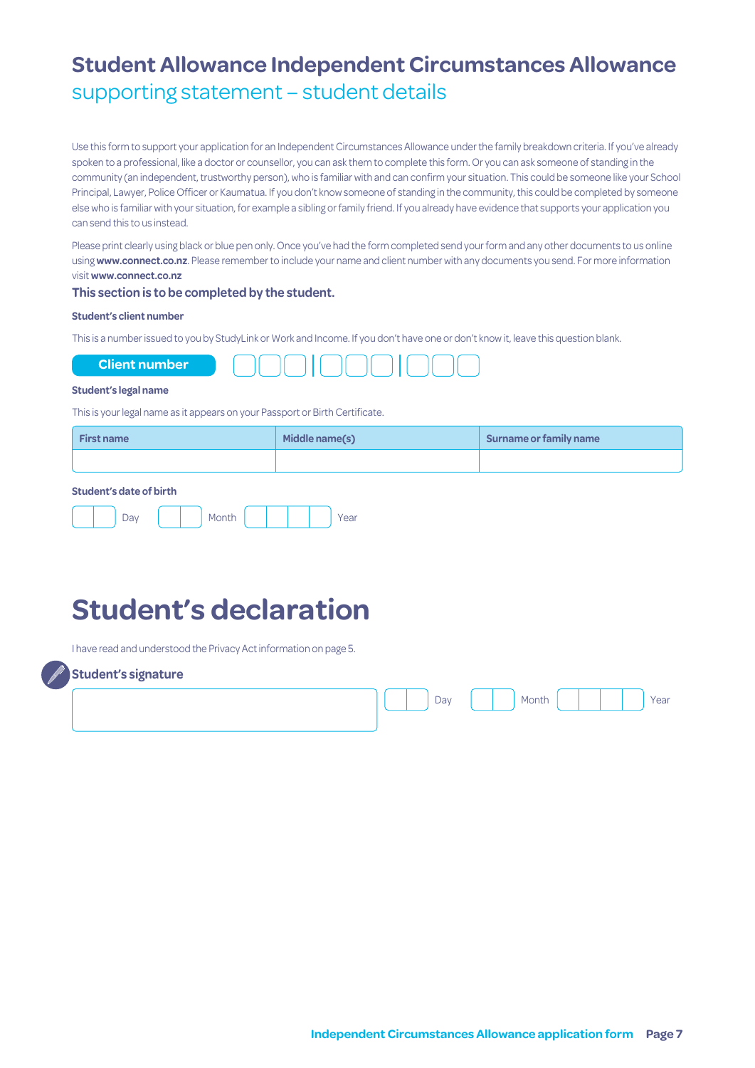# Student Allowance Independent Circumstances Allowance

## supporting statement – student details

Use this form to support your application for an Independent Circumstances Allowance under the family breakdown criteria. If you've already spoken to a professional, like a doctor or counsellor, you can ask them to complete this form. Or you can ask someone of standing in the community (an independent, trustworthy person), who is familiar with and can confirm your situation. This could be someone like your School Principal, Lawyer, Police Officer or Kaumatua. If you don't know someone of standing in the community, this could be completed by someone else who is familiar with your situation, for example a sibling or family friend. If you already have evidence that supports your application you can send this to us instead.

Please print clearly using black or blue pen only. Once you've had the form completed send your form and any other documents to us online using **www.connect.co.nz**. Please remember to include your name and client number with any documents you send. For more information visit **www.connect.co.nz**

### This section is to be completed by the student.

**Student's client number**

This is a number issued to you by StudyLink or Work and Income. If you don't have one or don't know it, leave this question blank.

**Client number** ☐☐☐ | ☐☐☐ | ☐☐☐

**Student's legal name**

This is your legal name as it appears on your Passport or Birth Certificate.

| First name | Middle name(s) | Surname or family name |
|---|---|---|
| | | |

**Student's date of birth**

☐☐ Day ☐☐ Month ☐☐☐☐ Year

# Student's declaration

I have read and understood the Privacy Act information on page 5.

**Student's signature**

☐☐ Day ☐☐ Month ☐☐☐☐ Year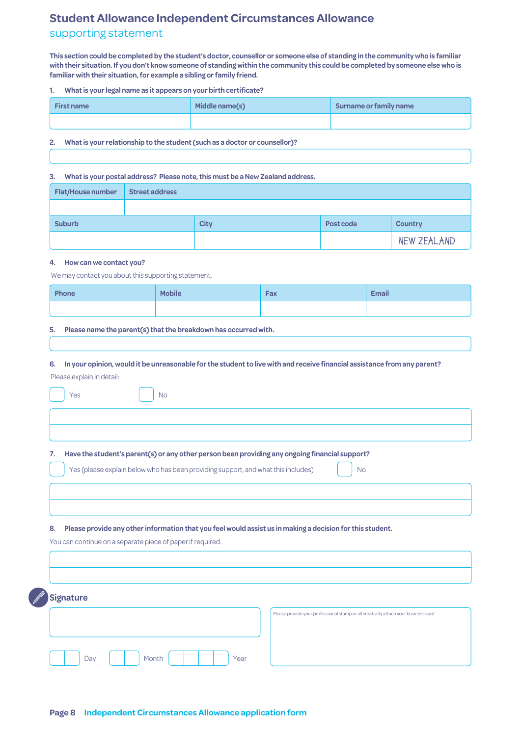# Student Allowance Independent Circumstances Allowance

## supporting statement

**This section could be completed by the student's doctor, counsellor or someone else of standing in the community who is familiar with their situation. If you don't know someone of standing within the community this could be completed by someone else who is familiar with their situation, for example a sibling or family friend.**

**1. What is your legal name as it appears on your birth certificate?**

| First name | Middle name(s) | Surname or family name |
|---|---|---|
| | | |

**2. What is your relationship to the student (such as a doctor or counsellor)?**

**3. What is your postal address? Please note, this must be a New Zealand address.**

| Flat/House number | Street address | | |
|---|---|---|---|
| | | | |
| **Suburb** | **City** | **Post code** | **Country** |
| | | | NEW ZEALAND |

**4. How can we contact you?**

We may contact you about this supporting statement.

| Phone | Mobile | Fax | Email |
|---|---|---|---|
| | | | |

**5. Please name the parent(s) that the breakdown has occurred with.**

**6. In your opinion, would it be unreasonable for the student to live with and receive financial assistance from any parent?**

Please explain in detail:

☐ Yes ☐ No

**7. Have the student's parent(s) or any other person been providing any ongoing financial support?**

☐ Yes (please explain below who has been providing support, and what this includes) ☐ No

**8. Please provide any other information that you feel would assist us in making a decision for this student.**

You can continue on a separate piece of paper if required.

## Signature

Please provide your professional stamp or alternatively attach your business card

Day Month Year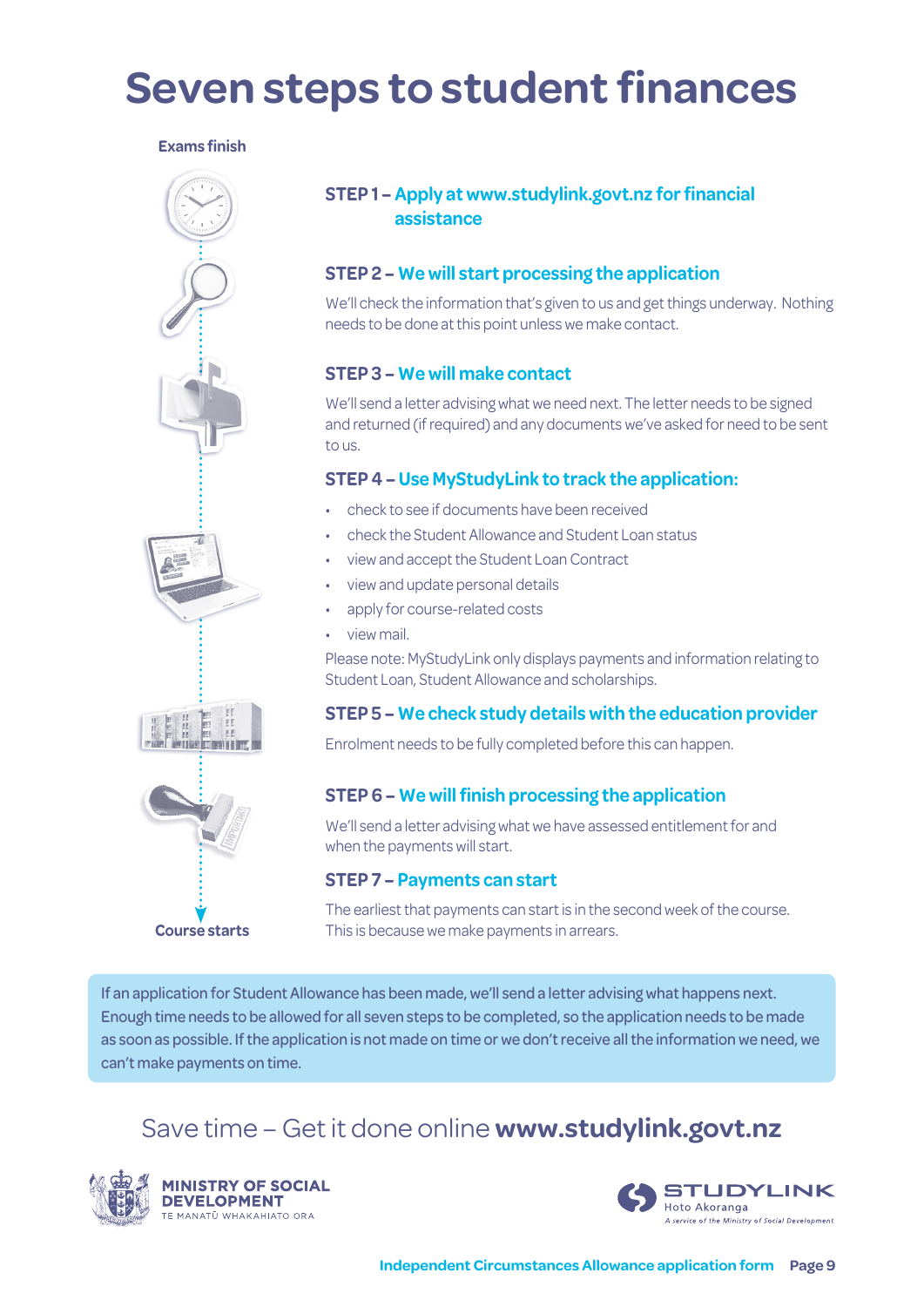# Seven steps to student finances

**Exams finish**

### STEP 1 – Apply at www.studylink.govt.nz for financial assistance

### STEP 2 – We will start processing the application

We'll check the information that's given to us and get things underway. Nothing needs to be done at this point unless we make contact.

### STEP 3 – We will make contact

We'll send a letter advising what we need next. The letter needs to be signed and returned (if required) and any documents we've asked for need to be sent to us.

### STEP 4 – Use MyStudyLink to track the application:

- check to see if documents have been received
- check the Student Allowance and Student Loan status
- view and accept the Student Loan Contract
- view and update personal details
- apply for course-related costs
- view mail.

Please note: MyStudyLink only displays payments and information relating to Student Loan, Student Allowance and scholarships.

### STEP 5 – We check study details with the education provider

Enrolment needs to be fully completed before this can happen.

### STEP 6 – We will finish processing the application

We'll send a letter advising what we have assessed entitlement for and when the payments will start.

### STEP 7 – Payments can start

The earliest that payments can start is in the second week of the course. This is because we make payments in arrears.

**Course starts**

If an application for Student Allowance has been made, we'll send a letter advising what happens next. Enough time needs to be allowed for all seven steps to be completed, so the application needs to be made as soon as possible. If the application is not made on time or we don't receive all the information we need, we can't make payments on time.

Save time – Get it done online **www.studylink.govt.nz**

**MINISTRY OF SOCIAL DEVELOPMENT**
TE MANATŪ WHAKAHIATO ORA

**STUDYLINK**
Hoto Akoranga
*A service of the Ministry of Social Development*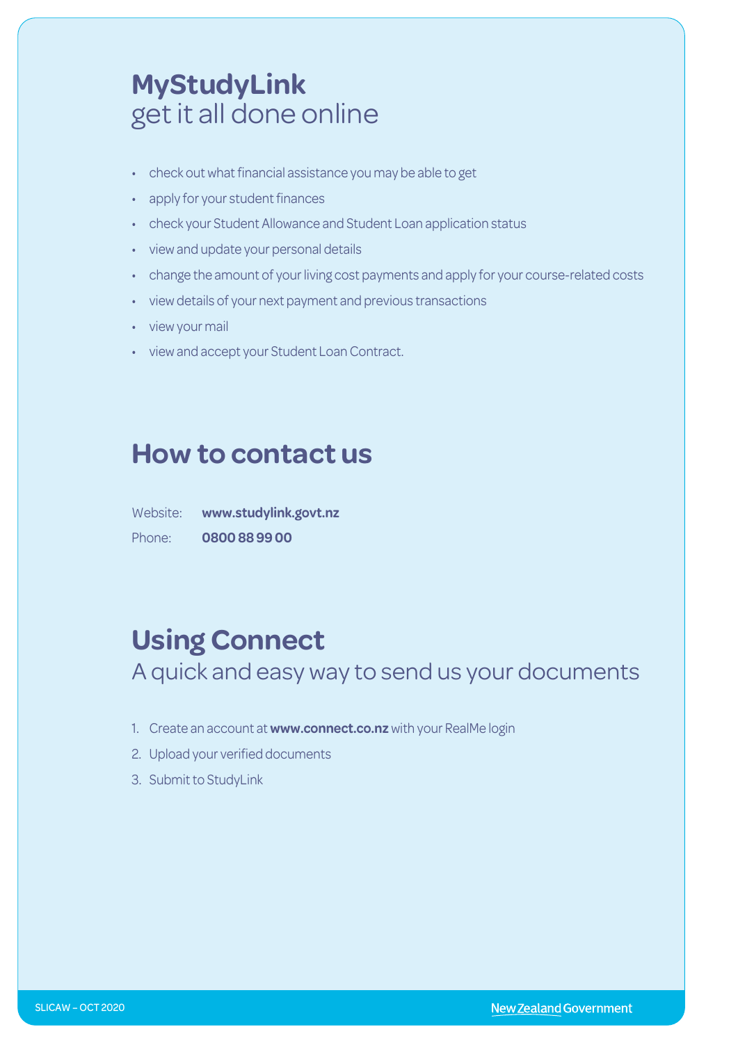## MyStudyLink
get it all done online

- check out what financial assistance you may be able to get
- apply for your student finances
- check your Student Allowance and Student Loan application status
- view and update your personal details
- change the amount of your living cost payments and apply for your course-related costs
- view details of your next payment and previous transactions
- view your mail
- view and accept your Student Loan Contract.

## How to contact us

Website: **www.studylink.govt.nz**

Phone: **0800 88 99 00**

## Using Connect
A quick and easy way to send us your documents

1. Create an account at **www.connect.co.nz** with your RealMe login
2. Upload your verified documents
3. Submit to StudyLink

SLICAW – OCT 2020

New Zealand Government